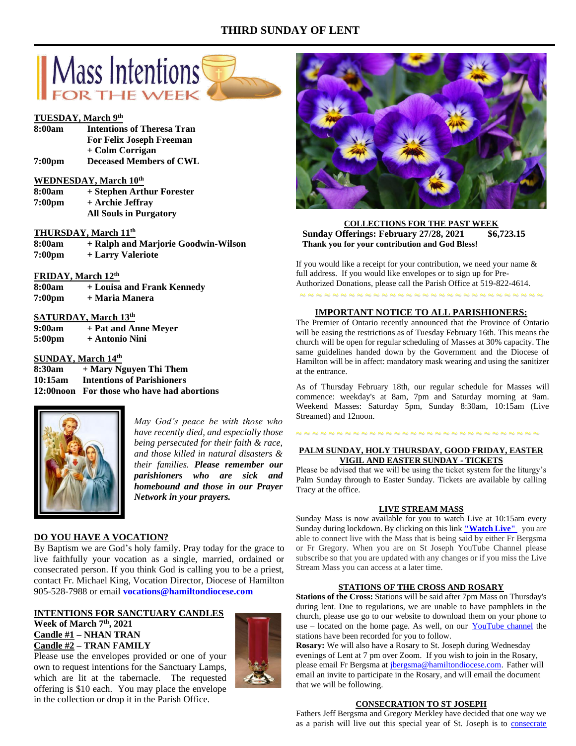# THIRD SUNDAY OF LENT

## Mass Intentions FOR THE WEEK

**TUESDAY, March 9th**

| | |
|---|---|
| **8:00am** | **Intentions of Theresa Tran** |
| | **For Felix Joseph Freeman** |
| | **+ Colm Corrigan** |
| **7:00pm** | **Deceased Members of CWL** |

**WEDNESDAY, March 10th**

| | |
|---|---|
| **8:00am** | **+ Stephen Arthur Forester** |
| **7:00pm** | **+ Archie Jeffray** |
| | **All Souls in Purgatory** |

**THURSDAY, March 11th**

| | |
|---|---|
| **8:00am** | **+ Ralph and Marjorie Goodwin-Wilson** |
| **7:00pm** | **+ Larry Valeriote** |

**FRIDAY, March 12th**

| | |
|---|---|
| **8:00am** | **+ Louisa and Frank Kennedy** |
| **7:00pm** | **+ Maria Manera** |

**SATURDAY, March 13th**

| | |
|---|---|
| **9:00am** | **+ Pat and Anne Meyer** |
| **5:00pm** | **+ Antonio Nini** |

**SUNDAY, March 14th**

| | |
|---|---|
| **8:30am** | **+ Mary Nguyen Thi Them** |
| **10:15am** | **Intentions of Parishioners** |
| **12:00noon** | **For those who have had abortions** |

*May God's peace be with those who have recently died, and especially those being persecuted for their faith & race, and those killed in natural disasters & their families.* ***Please remember our parishioners who are sick and homebound and those in our Prayer Network in your prayers.***

**DO YOU HAVE A VOCATION?**

By Baptism we are God's holy family. Pray today for the grace to live faithfully your vocation as a single, married, ordained or consecrated person. If you think God is calling you to be a priest, contact Fr. Michael King, Vocation Director, Diocese of Hamilton 905-528-7988 or email **vocations@hamiltondiocese.com**

**INTENTIONS FOR SANCTUARY CANDLES**

**Week of March 7th, 2021**

**Candle #1 – NHAN TRAN**

**Candle #2 – TRAN FAMILY**

Please use the envelopes provided or one of your own to request intentions for the Sanctuary Lamps, which are lit at the tabernacle. The requested offering is $10 each. You may place the envelope in the collection or drop it in the Parish Office.

**COLLECTIONS FOR THE PAST WEEK**

**Sunday Offerings: February 27/28, 2021 $6,723.15**

**Thank you for your contribution and God Bless!**

If you would like a receipt for your contribution, we need your name & full address. If you would like envelopes or to sign up for Pre-Authorized Donations, please call the Parish Office at 519-822-4614.

**IMPORTANT NOTICE TO ALL PARISHIONERS:**

The Premier of Ontario recently announced that the Province of Ontario will be easing the restrictions as of Tuesday February 16th. This means the church will be open for regular scheduling of Masses at 30% capacity. The same guidelines handed down by the Government and the Diocese of Hamilton will be in affect: mandatory mask wearing and using the sanitizer at the entrance.

As of Thursday February 18th, our regular schedule for Masses will commence: weekday's at 8am, 7pm and Saturday morning at 9am. Weekend Masses: Saturday 5pm, Sunday 8:30am, 10:15am (Live Streamed) and 12noon.

**PALM SUNDAY, HOLY THURSDAY, GOOD FRIDAY, EASTER VIGIL AND EASTER SUNDAY - TICKETS**

Please be advised that we will be using the ticket system for the liturgy's Palm Sunday through to Easter Sunday. Tickets are available by calling Tracy at the office.

**LIVE STREAM MASS**

Sunday Mass is now available for you to watch Live at 10:15am every Sunday during lockdown. By clicking on this link **"Watch Live"** you are able to connect live with the Mass that is being said by either Fr Bergsma or Fr Gregory. When you are on St Joseph YouTube Channel please subscribe so that you are updated with any changes or if you miss the Live Stream Mass you can access at a later time.

**STATIONS OF THE CROSS AND ROSARY**

**Stations of the Cross:** Stations will be said after 7pm Mass on Thursday's during lent. Due to regulations, we are unable to have pamphlets in the church, please use go to our website to download them on your phone to use – located on the home page. As well, on our YouTube channel the stations have been recorded for you to follow.

**Rosary:** We will also have a Rosary to St. Joseph during Wednesday evenings of Lent at 7 pm over Zoom. If you wish to join in the Rosary, please email Fr Bergsma at jbergsma@hamiltondiocese.com. Father will email an invite to participate in the Rosary, and will email the document that we will be following.

**CONSECRATION TO ST JOSEPH**

Fathers Jeff Bergsma and Gregory Merkley have decided that one way we as a parish will live out this special year of St. Joseph is to consecrate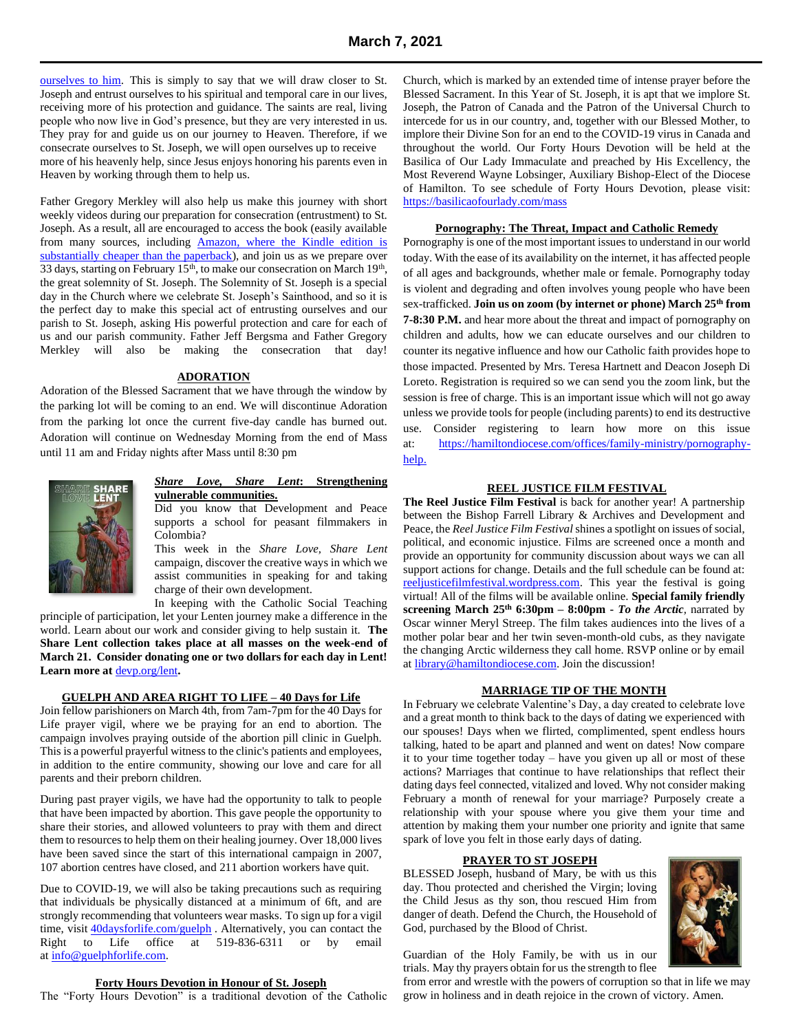ourselves to him. This is simply to say that we will draw closer to St. Joseph and entrust ourselves to his spiritual and temporal care in our lives, receiving more of his protection and guidance. The saints are real, living people who now live in God's presence, but they are very interested in us. They pray for and guide us on our journey to Heaven. Therefore, if we consecrate ourselves to St. Joseph, we will open ourselves up to receive more of his heavenly help, since Jesus enjoys honoring his parents even in Heaven by working through them to help us.

Father Gregory Merkley will also help us make this journey with short weekly videos during our preparation for consecration (entrustment) to St. Joseph. As a result, all are encouraged to access the book (easily available from many sources, including Amazon, where the Kindle edition is substantially cheaper than the paperback), and join us as we prepare over 33 days, starting on February 15th, to make our consecration on March 19th, the great solemnity of St. Joseph. The Solemnity of St. Joseph is a special day in the Church where we celebrate St. Joseph's Sainthood, and so it is the perfect day to make this special act of entrusting ourselves and our parish to St. Joseph, asking His powerful protection and care for each of us and our parish community. Father Jeff Bergsma and Father Gregory Merkley will also be making the consecration that day!

## ADORATION

Adoration of the Blessed Sacrament that we have through the window by the parking lot will be coming to an end. We will discontinue Adoration from the parking lot once the current five-day candle has burned out. Adoration will continue on Wednesday Morning from the end of Mass until 11 am and Friday nights after Mass until 8:30 pm

## *Share Love, Share Lent*: Strengthening vulnerable communities.

Did you know that Development and Peace supports a school for peasant filmmakers in Colombia?

This week in the *Share Love, Share Lent* campaign, discover the creative ways in which we assist communities in speaking for and taking charge of their own development.

In keeping with the Catholic Social Teaching principle of participation, let your Lenten journey make a difference in the world. Learn about our work and consider giving to help sustain it. **The Share Lent collection takes place at all masses on the week-end of March 21. Consider donating one or two dollars for each day in Lent! Learn more at devp.org/lent.**

## GUELPH AND AREA RIGHT TO LIFE – 40 Days for Life

Join fellow parishioners on March 4th, from 7am-7pm for the 40 Days for Life prayer vigil, where we be praying for an end to abortion. The campaign involves praying outside of the abortion pill clinic in Guelph. This is a powerful prayerful witness to the clinic's patients and employees, in addition to the entire community, showing our love and care for all parents and their preborn children.

During past prayer vigils, we have had the opportunity to talk to people that have been impacted by abortion. This gave people the opportunity to share their stories, and allowed volunteers to pray with them and direct them to resources to help them on their healing journey. Over 18,000 lives have been saved since the start of this international campaign in 2007, 107 abortion centres have closed, and 211 abortion workers have quit.

Due to COVID-19, we will also be taking precautions such as requiring that individuals be physically distanced at a minimum of 6ft, and are strongly recommending that volunteers wear masks. To sign up for a vigil time, visit 40daysforlife.com/guelph . Alternatively, you can contact the Right to Life office at 519-836-6311 or by email at info@guelphforlife.com.

## Forty Hours Devotion in Honour of St. Joseph

The "Forty Hours Devotion" is a traditional devotion of the Catholic Church, which is marked by an extended time of intense prayer before the Blessed Sacrament. In this Year of St. Joseph, it is apt that we implore St. Joseph, the Patron of Canada and the Patron of the Universal Church to intercede for us in our country, and, together with our Blessed Mother, to implore their Divine Son for an end to the COVID-19 virus in Canada and throughout the world. Our Forty Hours Devotion will be held at the Basilica of Our Lady Immaculate and preached by His Excellency, the Most Reverend Wayne Lobsinger, Auxiliary Bishop-Elect of the Diocese of Hamilton. To see schedule of Forty Hours Devotion, please visit: https://basilicaofourlady.com/mass

## Pornography: The Threat, Impact and Catholic Remedy

Pornography is one of the most important issues to understand in our world today. With the ease of its availability on the internet, it has affected people of all ages and backgrounds, whether male or female. Pornography today is violent and degrading and often involves young people who have been sex-trafficked. **Join us on zoom (by internet or phone) March 25th from 7-8:30 P.M.** and hear more about the threat and impact of pornography on children and adults, how we can educate ourselves and our children to counter its negative influence and how our Catholic faith provides hope to those impacted. Presented by Mrs. Teresa Hartnett and Deacon Joseph Di Loreto. Registration is required so we can send you the zoom link, but the session is free of charge. This is an important issue which will not go away unless we provide tools for people (including parents) to end its destructive use. Consider registering to learn how more on this issue at: https://hamiltondiocese.com/offices/family-ministry/pornography-help.

## REEL JUSTICE FILM FESTIVAL

**The Reel Justice Film Festival** is back for another year! A partnership between the Bishop Farrell Library & Archives and Development and Peace, the *Reel Justice Film Festival* shines a spotlight on issues of social, political, and economic injustice. Films are screened once a month and provide an opportunity for community discussion about ways we can all support actions for change. Details and the full schedule can be found at: reeljusticefilmfestival.wordpress.com. This year the festival is going virtual! All of the films will be available online. **Special family friendly screening March 25th 6:30pm – 8:00pm - *To the Arctic*,** narrated by Oscar winner Meryl Streep. The film takes audiences into the lives of a mother polar bear and her twin seven-month-old cubs, as they navigate the changing Arctic wilderness they call home. RSVP online or by email at library@hamiltondiocese.com. Join the discussion!

## MARRIAGE TIP OF THE MONTH

In February we celebrate Valentine's Day, a day created to celebrate love and a great month to think back to the days of dating we experienced with our spouses! Days when we flirted, complimented, spent endless hours talking, hated to be apart and planned and went on dates! Now compare it to your time together today – have you given up all or most of these actions? Marriages that continue to have relationships that reflect their dating days feel connected, vitalized and loved. Why not consider making February a month of renewal for your marriage? Purposely create a relationship with your spouse where you give them your time and attention by making them your number one priority and ignite that same spark of love you felt in those early days of dating.

## PRAYER TO ST JOSEPH

BLESSED Joseph, husband of Mary, be with us this day. Thou protected and cherished the Virgin; loving the Child Jesus as thy son, thou rescued Him from danger of death. Defend the Church, the Household of God, purchased by the Blood of Christ.

Guardian of the Holy Family, be with us in our trials. May thy prayers obtain for us the strength to flee from error and wrestle with the powers of corruption so that in life we may grow in holiness and in death rejoice in the crown of victory. Amen.